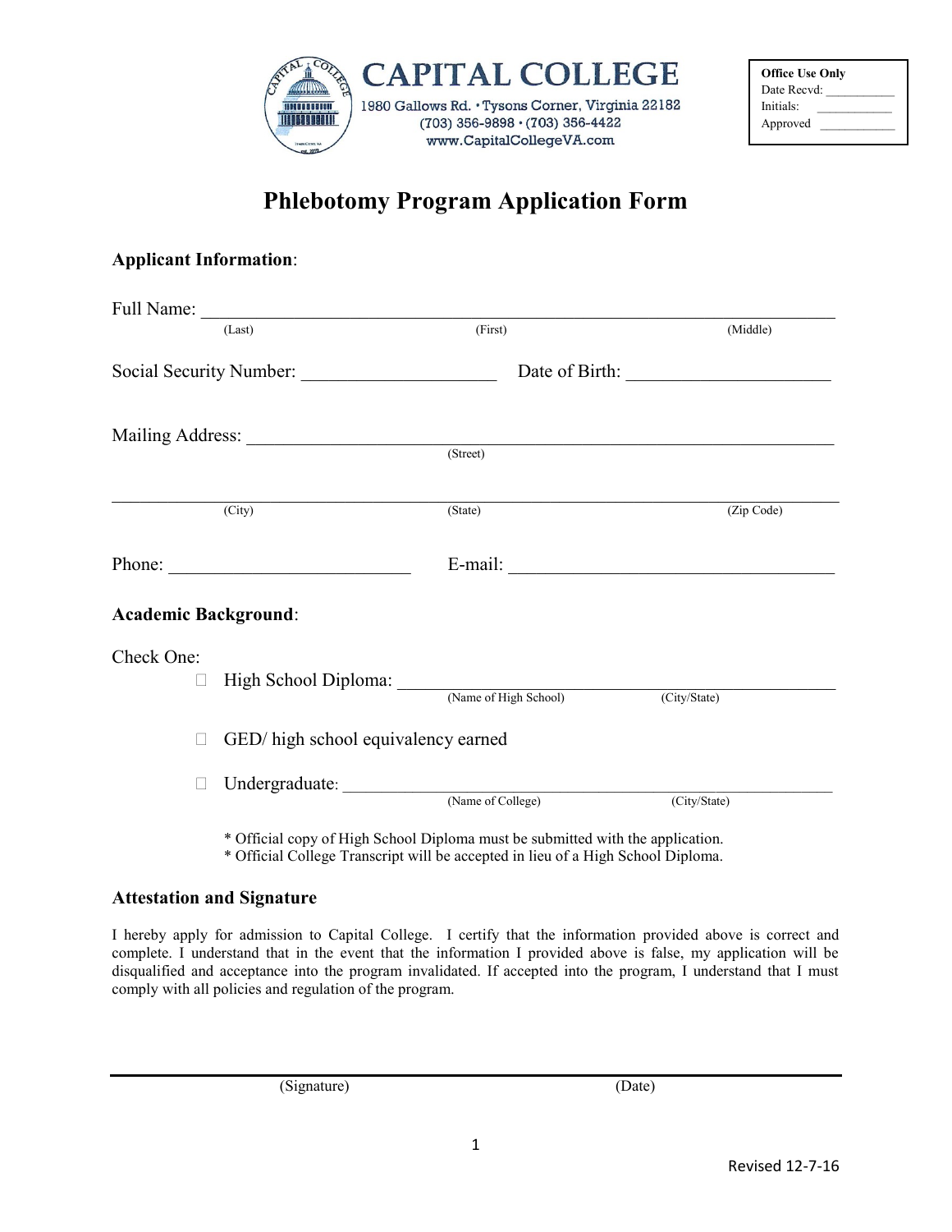**CAPITAL COLLEGE**
1980 Gallows Rd. • Tysons Corner, Virginia 22182
(703) 356-9898 • (703) 356-4422
www.CapitalCollegeVA.com

| Office Use Only |
| --- |
| Date Recvd: ___________ |
| Initials: ____________ |
| Approved ____________ |

# Phlebotomy Program Application Form

## Applicant Information:

Full Name: ______________________________________________________________
(Last) (First) (Middle)

Social Security Number: ____________________ Date of Birth: _____________________

Mailing Address: ________________________________________________________
(Street)

______________________________________________________________________
(City) (State) (Zip Code)

Phone: _________________________ E-mail: __________________________________

## Academic Background:

Check One:

- ☐ High School Diploma: ____________________________________________
  (Name of High School) (City/State)
- ☐ GED/ high school equivalency earned
- ☐ Undergraduate: ________________________________________________
  (Name of College) (City/State)

\* Official copy of High School Diploma must be submitted with the application.
\* Official College Transcript will be accepted in lieu of a High School Diploma.

## Attestation and Signature

I hereby apply for admission to Capital College. I certify that the information provided above is correct and complete. I understand that in the event that the information I provided above is false, my application will be disqualified and acceptance into the program invalidated. If accepted into the program, I understand that I must comply with all policies and regulation of the program.

______________________________________________________________________
(Signature) (Date)

Revised 12-7-16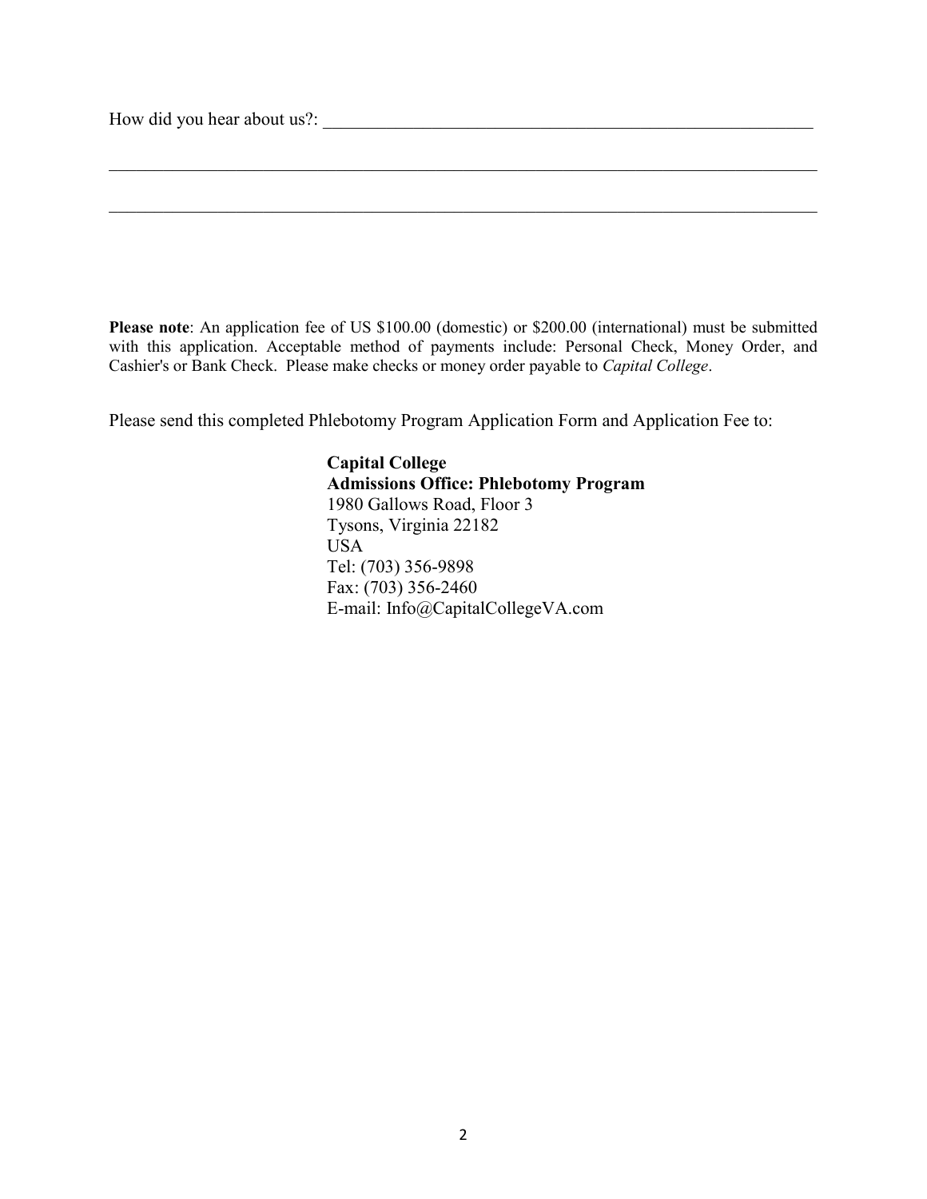How did you hear about us?: ___________________________________________________________

_____________________________________________________________________________________

_____________________________________________________________________________________

**Please note**: An application fee of US $100.00 (domestic) or $200.00 (international) must be submitted with this application. Acceptable method of payments include: Personal Check, Money Order, and Cashier's or Bank Check. Please make checks or money order payable to *Capital College*.

Please send this completed Phlebotomy Program Application Form and Application Fee to:

**Capital College**
**Admissions Office: Phlebotomy Program**
1980 Gallows Road, Floor 3
Tysons, Virginia 22182
USA
Tel: (703) 356-9898
Fax: (703) 356-2460
E-mail: Info@CapitalCollegeVA.com